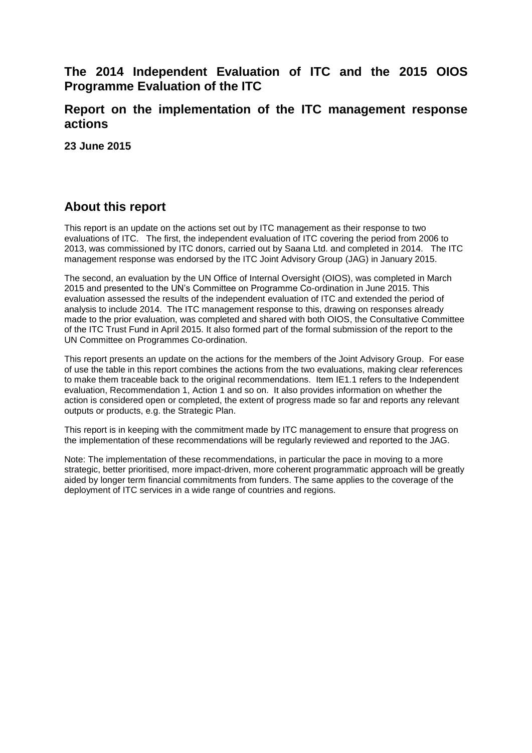# The 2014 Independent Evaluation of ITC and the 2015 OIOS Programme Evaluation of the ITC

## Report on the implementation of the ITC management response actions

**23 June 2015**

## About this report

This report is an update on the actions set out by ITC management as their response to two evaluations of ITC. The first, the independent evaluation of ITC covering the period from 2006 to 2013, was commissioned by ITC donors, carried out by Saana Ltd. and completed in 2014. The ITC management response was endorsed by the ITC Joint Advisory Group (JAG) in January 2015.

The second, an evaluation by the UN Office of Internal Oversight (OIOS), was completed in March 2015 and presented to the UN's Committee on Programme Co-ordination in June 2015. This evaluation assessed the results of the independent evaluation of ITC and extended the period of analysis to include 2014. The ITC management response to this, drawing on responses already made to the prior evaluation, was completed and shared with both OIOS, the Consultative Committee of the ITC Trust Fund in April 2015. It also formed part of the formal submission of the report to the UN Committee on Programmes Co-ordination.

This report presents an update on the actions for the members of the Joint Advisory Group. For ease of use the table in this report combines the actions from the two evaluations, making clear references to make them traceable back to the original recommendations. Item IE1.1 refers to the Independent evaluation, Recommendation 1, Action 1 and so on. It also provides information on whether the action is considered open or completed, the extent of progress made so far and reports any relevant outputs or products, e.g. the Strategic Plan.

This report is in keeping with the commitment made by ITC management to ensure that progress on the implementation of these recommendations will be regularly reviewed and reported to the JAG.

Note: The implementation of these recommendations, in particular the pace in moving to a more strategic, better prioritised, more impact-driven, more coherent programmatic approach will be greatly aided by longer term financial commitments from funders. The same applies to the coverage of the deployment of ITC services in a wide range of countries and regions.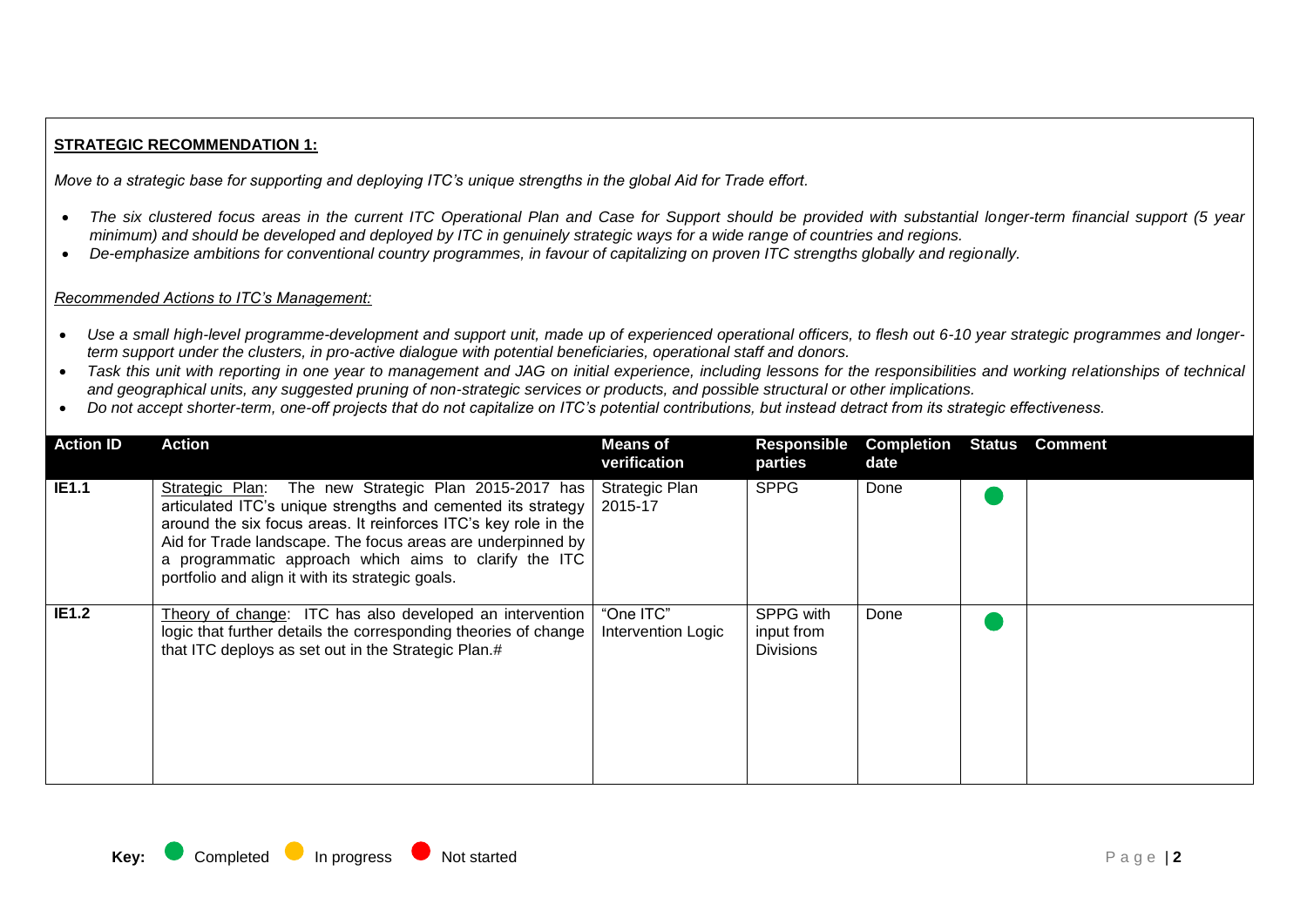**STRATEGIC RECOMMENDATION 1:**

*Move to a strategic base for supporting and deploying ITC's unique strengths in the global Aid for Trade effort.*

- *The six clustered focus areas in the current ITC Operational Plan and Case for Support should be provided with substantial longer-term financial support (5 year minimum) and should be developed and deployed by ITC in genuinely strategic ways for a wide range of countries and regions.*
- *De-emphasize ambitions for conventional country programmes, in favour of capitalizing on proven ITC strengths globally and regionally.*

*Recommended Actions to ITC's Management:*

- *Use a small high-level programme-development and support unit, made up of experienced operational officers, to flesh out 6-10 year strategic programmes and longer-term support under the clusters, in pro-active dialogue with potential beneficiaries, operational staff and donors.*
- *Task this unit with reporting in one year to management and JAG on initial experience, including lessons for the responsibilities and working relationships of technical and geographical units, any suggested pruning of non-strategic services or products, and possible structural or other implications.*
- *Do not accept shorter-term, one-off projects that do not capitalize on ITC's potential contributions, but instead detract from its strategic effectiveness.*

| Action ID | Action | Means of verification | Responsible parties | Completion date | Status | Comment |
|---|---|---|---|---|---|---|
| **IE1.1** | Strategic Plan: The new Strategic Plan 2015-2017 has articulated ITC's unique strengths and cemented its strategy around the six focus areas. It reinforces ITC's key role in the Aid for Trade landscape. The focus areas are underpinned by a programmatic approach which aims to clarify the ITC portfolio and align it with its strategic goals. | Strategic Plan 2015-17 | SPPG | Done | Completed | |
| **IE1.2** | Theory of change: ITC has also developed an intervention logic that further details the corresponding theories of change that ITC deploys as set out in the Strategic Plan.# | "One ITC" Intervention Logic | SPPG with input from Divisions | Done | Completed | |

**Key:** Completed In progress Not started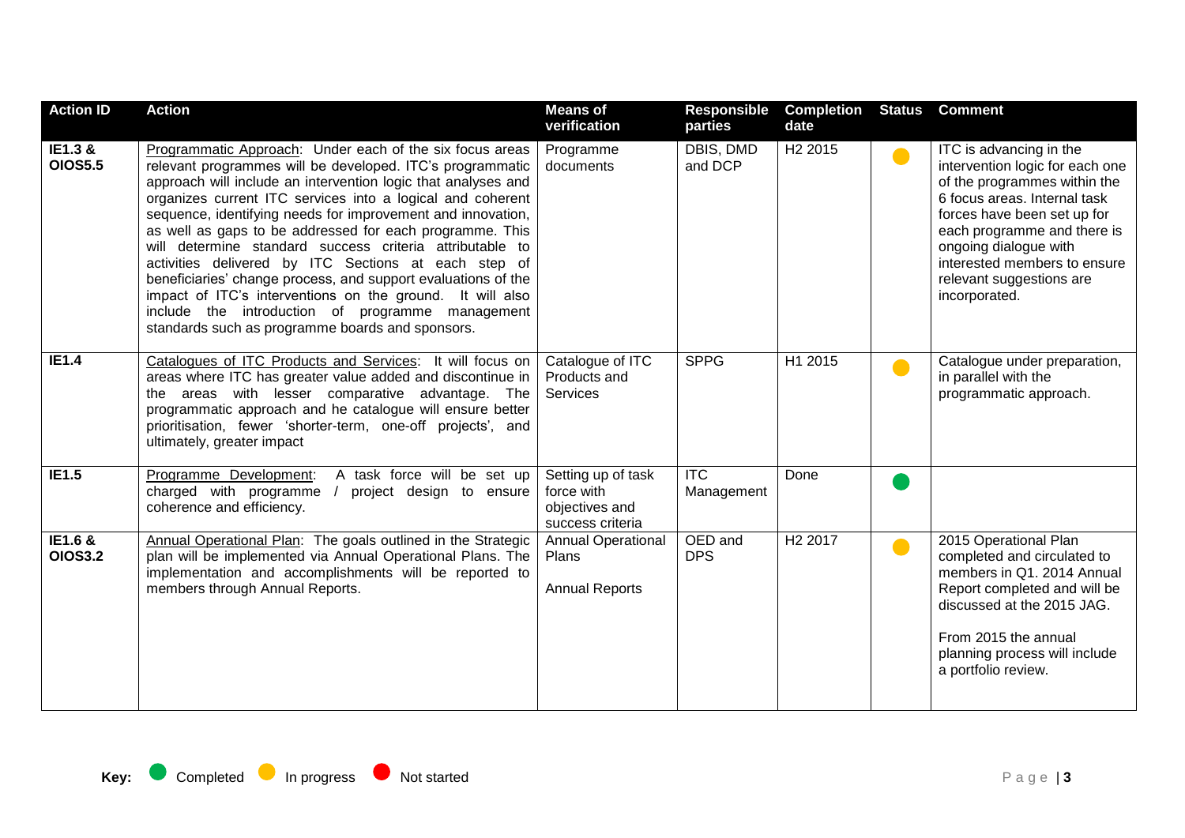| Action ID | Action | Means of verification | Responsible parties | Completion date | Status | Comment |
|---|---|---|---|---|---|---|
| **IE1.3 & OIOS5.5** | Programmatic Approach: Under each of the six focus areas relevant programmes will be developed. ITC's programmatic approach will include an intervention logic that analyses and organizes current ITC services into a logical and coherent sequence, identifying needs for improvement and innovation, as well as gaps to be addressed for each programme. This will determine standard success criteria attributable to activities delivered by ITC Sections at each step of beneficiaries' change process, and support evaluations of the impact of ITC's interventions on the ground. It will also include the introduction of programme management standards such as programme boards and sponsors. | Programme documents | DBIS, DMD and DCP | H2 2015 | In progress | ITC is advancing in the intervention logic for each one of the programmes within the 6 focus areas. Internal task forces have been set up for each programme and there is ongoing dialogue with interested members to ensure relevant suggestions are incorporated. |
| **IE1.4** | Catalogues of ITC Products and Services: It will focus on areas where ITC has greater value added and discontinue in the areas with lesser comparative advantage. The programmatic approach and he catalogue will ensure better prioritisation, fewer 'shorter-term, one-off projects', and ultimately, greater impact | Catalogue of ITC Products and Services | SPPG | H1 2015 | In progress | Catalogue under preparation, in parallel with the programmatic approach. |
| **IE1.5** | Programme Development: A task force will be set up charged with programme / project design to ensure coherence and efficiency. | Setting up of task force with objectives and success criteria | ITC Management | Done | Completed | |
| **IE1.6 & OIOS3.2** | Annual Operational Plan: The goals outlined in the Strategic plan will be implemented via Annual Operational Plans. The implementation and accomplishments will be reported to members through Annual Reports. | Annual Operational Plans<br><br>Annual Reports | OED and DPS | H2 2017 | In progress | 2015 Operational Plan completed and circulated to members in Q1. 2014 Annual Report completed and will be discussed at the 2015 JAG.<br><br>From 2015 the annual planning process will include a portfolio review. |

**Key:** Completed In progress Not started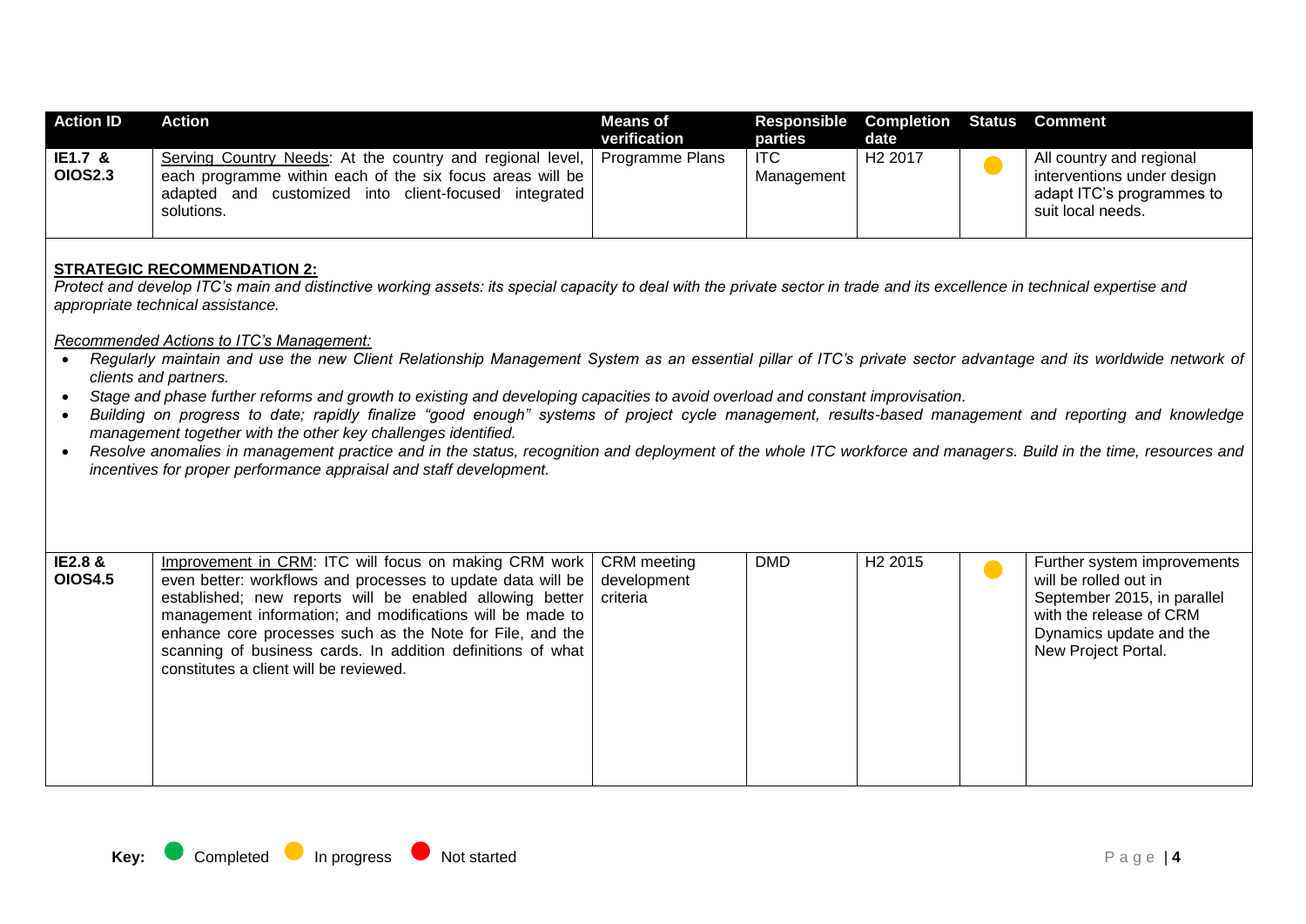| Action ID | Action | Means of verification | Responsible parties | Completion date | Status | Comment |
|---|---|---|---|---|---|---|
| IE1.7 & OIOS2.3 | Serving Country Needs: At the country and regional level, each programme within each of the six focus areas will be adapted and customized into client-focused integrated solutions. | Programme Plans | ITC Management | H2 2017 | In progress | All country and regional interventions under design adapt ITC's programmes to suit local needs. |

**STRATEGIC RECOMMENDATION 2:**

*Protect and develop ITC's main and distinctive working assets: its special capacity to deal with the private sector in trade and its excellence in technical expertise and appropriate technical assistance.*

*Recommended Actions to ITC's Management:*

- *Regularly maintain and use the new Client Relationship Management System as an essential pillar of ITC's private sector advantage and its worldwide network of clients and partners.*
- *Stage and phase further reforms and growth to existing and developing capacities to avoid overload and constant improvisation.*
- *Building on progress to date; rapidly finalize "good enough" systems of project cycle management, results-based management and reporting and knowledge management together with the other key challenges identified.*
- *Resolve anomalies in management practice and in the status, recognition and deployment of the whole ITC workforce and managers. Build in the time, resources and incentives for proper performance appraisal and staff development.*

| Action ID | Action | Means of verification | Responsible parties | Completion date | Status | Comment |
|---|---|---|---|---|---|---|
| IE2.8 & OIOS4.5 | Improvement in CRM: ITC will focus on making CRM work even better: workflows and processes to update data will be established; new reports will be enabled allowing better management information; and modifications will be made to enhance core processes such as the Note for File, and the scanning of business cards. In addition definitions of what constitutes a client will be reviewed. | CRM meeting development criteria | DMD | H2 2015 | In progress | Further system improvements will be rolled out in September 2015, in parallel with the release of CRM Dynamics update and the New Project Portal. |

**Key:** Completed · In progress · Not started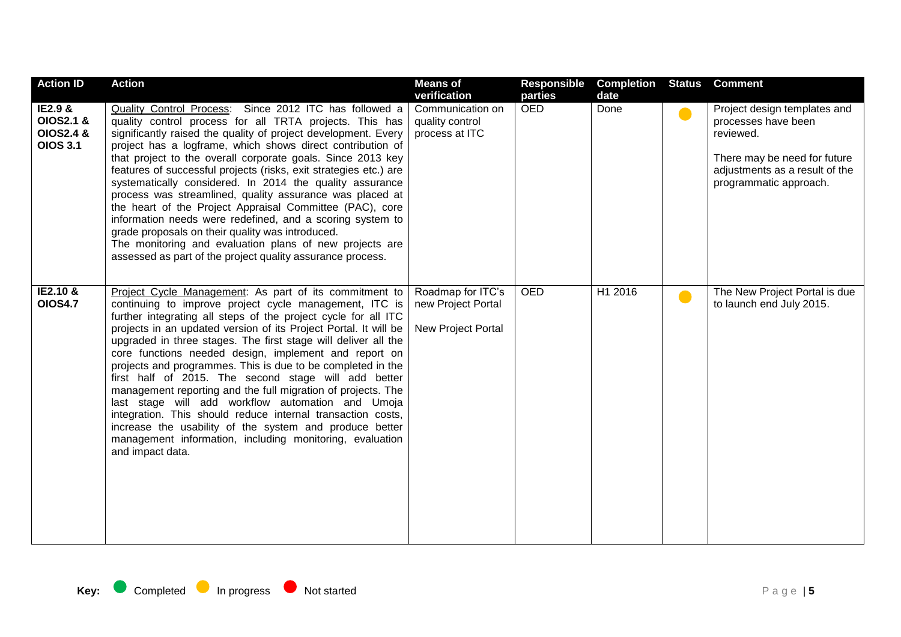| Action ID | Action | Means of verification | Responsible parties | Completion date | Status | Comment |
|---|---|---|---|---|---|---|
| **IE2.9 & OIOS2.1 & OIOS2.4 & OIOS 3.1** | Quality Control Process: Since 2012 ITC has followed a quality control process for all TRTA projects. This has significantly raised the quality of project development. Every project has a logframe, which shows direct contribution of that project to the overall corporate goals. Since 2013 key features of successful projects (risks, exit strategies etc.) are systematically considered. In 2014 the quality assurance process was streamlined, quality assurance was placed at the heart of the Project Appraisal Committee (PAC), core information needs were redefined, and a scoring system to grade proposals on their quality was introduced. The monitoring and evaluation plans of new projects are assessed as part of the project quality assurance process. | Communication on quality control process at ITC | OED | Done | In progress | Project design templates and processes have been reviewed. There may be need for future adjustments as a result of the programmatic approach. |
| **IE2.10 & OIOS4.7** | Project Cycle Management: As part of its commitment to continuing to improve project cycle management, ITC is further integrating all steps of the project cycle for all ITC projects in an updated version of its Project Portal. It will be upgraded in three stages. The first stage will deliver all the core functions needed design, implement and report on projects and programmes. This is due to be completed in the first half of 2015. The second stage will add better management reporting and the full migration of projects. The last stage will add workflow automation and Umoja integration. This should reduce internal transaction costs, increase the usability of the system and produce better management information, including monitoring, evaluation and impact data. | Roadmap for ITC's new Project Portal<br><br>New Project Portal | OED | H1 2016 | In progress | The New Project Portal is due to launch end July 2015. |

**Key:** Completed | In progress | Not started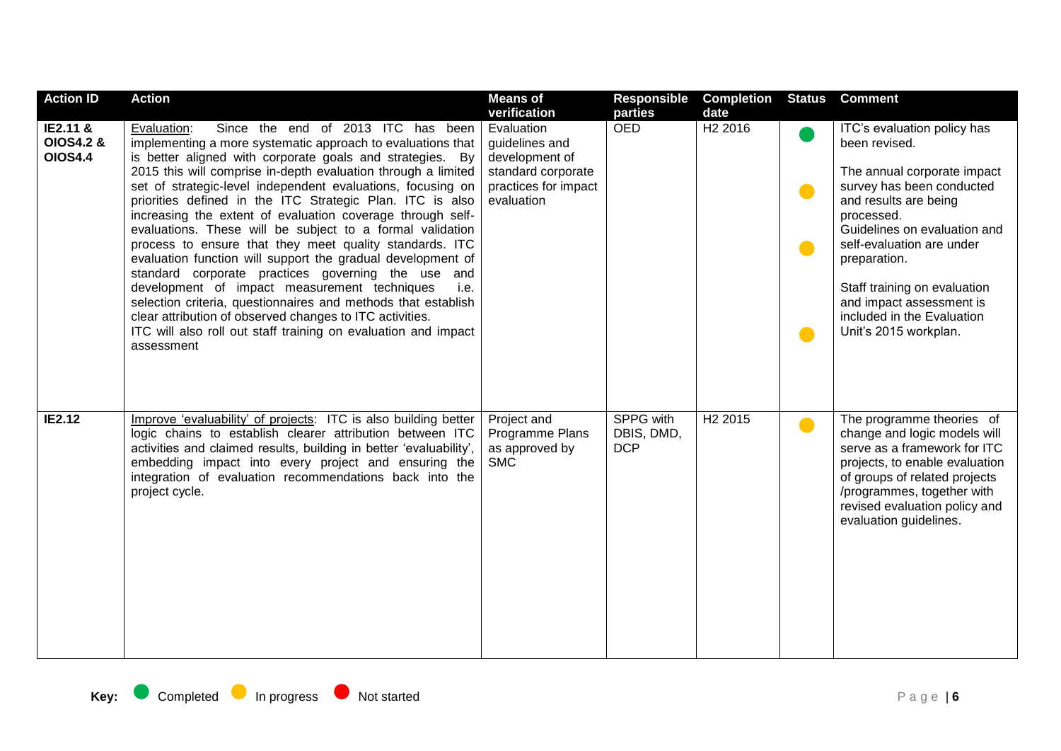| Action ID | Action | Means of verification | Responsible parties | Completion date | Status | Comment |
|---|---|---|---|---|---|---|
| **IE2.11 & OIOS4.2 & OIOS4.4** | Evaluation: Since the end of 2013 ITC has been implementing a more systematic approach to evaluations that is better aligned with corporate goals and strategies. By 2015 this will comprise in-depth evaluation through a limited set of strategic-level independent evaluations, focusing on priorities defined in the ITC Strategic Plan. ITC is also increasing the extent of evaluation coverage through self-evaluations. These will be subject to a formal validation process to ensure that they meet quality standards. ITC evaluation function will support the gradual development of standard corporate practices governing the use and development of impact measurement techniques i.e. selection criteria, questionnaires and methods that establish clear attribution of observed changes to ITC activities.<br>ITC will also roll out staff training on evaluation and impact assessment | Evaluation guidelines and development of standard corporate practices for impact evaluation | OED | H2 2016 | Completed<br><br>In progress<br><br>In progress<br><br>In progress | ITC's evaluation policy has been revised.<br><br>The annual corporate impact survey has been conducted and results are being processed.<br>Guidelines on evaluation and self-evaluation are under preparation.<br><br>Staff training on evaluation and impact assessment is included in the Evaluation Unit's 2015 workplan. |
| **IE2.12** | Improve 'evaluability' of projects: ITC is also building better logic chains to establish clearer attribution between ITC activities and claimed results, building in better 'evaluability', embedding impact into every project and ensuring the integration of evaluation recommendations back into the project cycle. | Project and Programme Plans as approved by SMC | SPPG with DBIS, DMD, DCP | H2 2015 | In progress | The programme theories of change and logic models will serve as a framework for ITC projects, to enable evaluation of groups of related projects /programmes, together with revised evaluation policy and evaluation guidelines. |

**Key:** Completed In progress Not started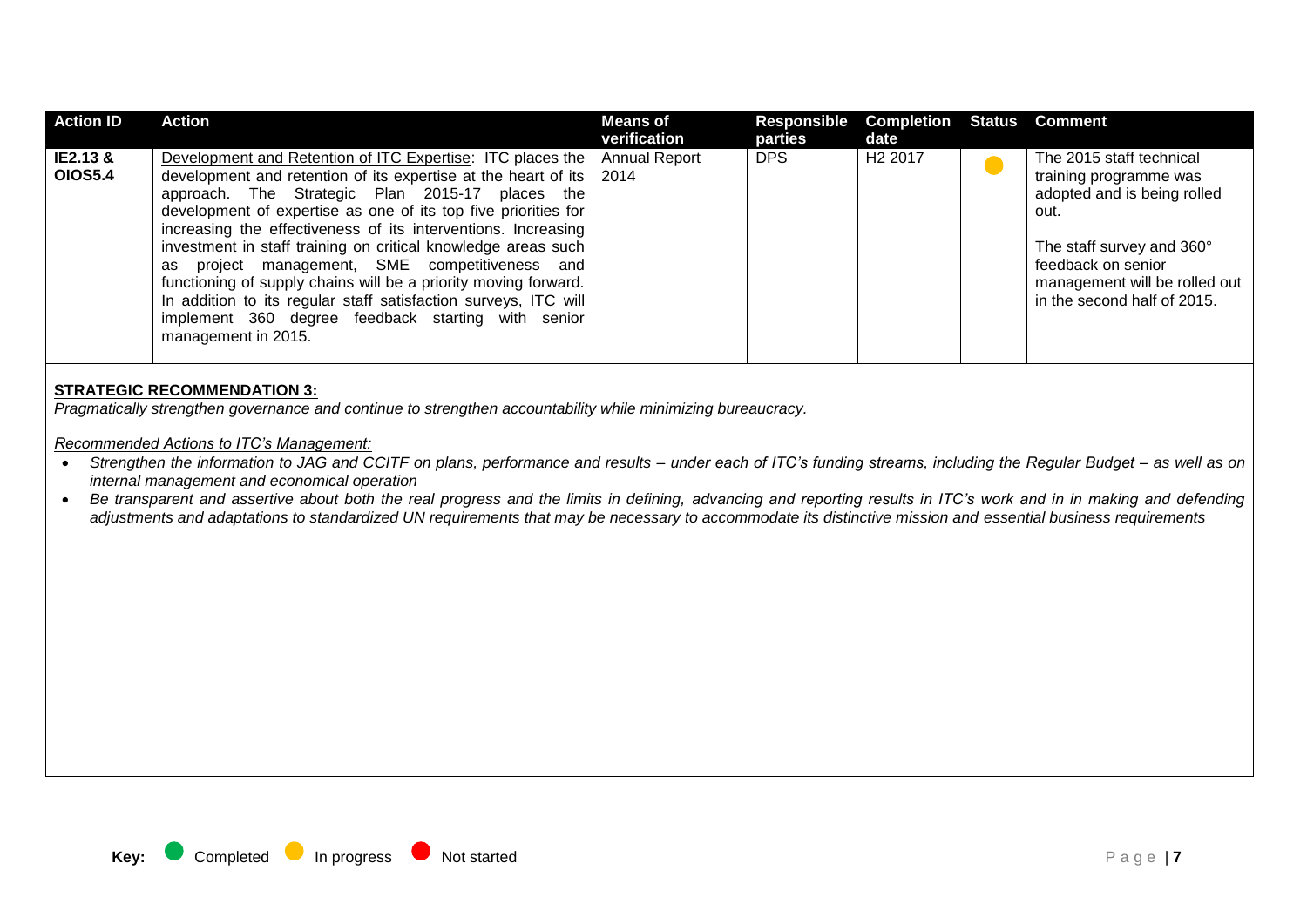| Action ID | Action | Means of verification | Responsible parties | Completion date | Status | Comment |
|---|---|---|---|---|---|---|
| IE2.13 & OIOS5.4 | Development and Retention of ITC Expertise: ITC places the development and retention of its expertise at the heart of its approach. The Strategic Plan 2015-17 places the development of expertise as one of its top five priorities for increasing the effectiveness of its interventions. Increasing investment in staff training on critical knowledge areas such as project management, SME competitiveness and functioning of supply chains will be a priority moving forward. In addition to its regular staff satisfaction surveys, ITC will implement 360 degree feedback starting with senior management in 2015. | Annual Report 2014 | DPS | H2 2017 | In progress | The 2015 staff technical training programme was adopted and is being rolled out. The staff survey and 360° feedback on senior management will be rolled out in the second half of 2015. |

**STRATEGIC RECOMMENDATION 3:**

*Pragmatically strengthen governance and continue to strengthen accountability while minimizing bureaucracy.*

*Recommended Actions to ITC's Management:*

- *Strengthen the information to JAG and CCITF on plans, performance and results – under each of ITC's funding streams, including the Regular Budget – as well as on internal management and economical operation*
- *Be transparent and assertive about both the real progress and the limits in defining, advancing and reporting results in ITC's work and in in making and defending adjustments and adaptations to standardized UN requirements that may be necessary to accommodate its distinctive mission and essential business requirements*

**Key:** Completed | In progress | Not started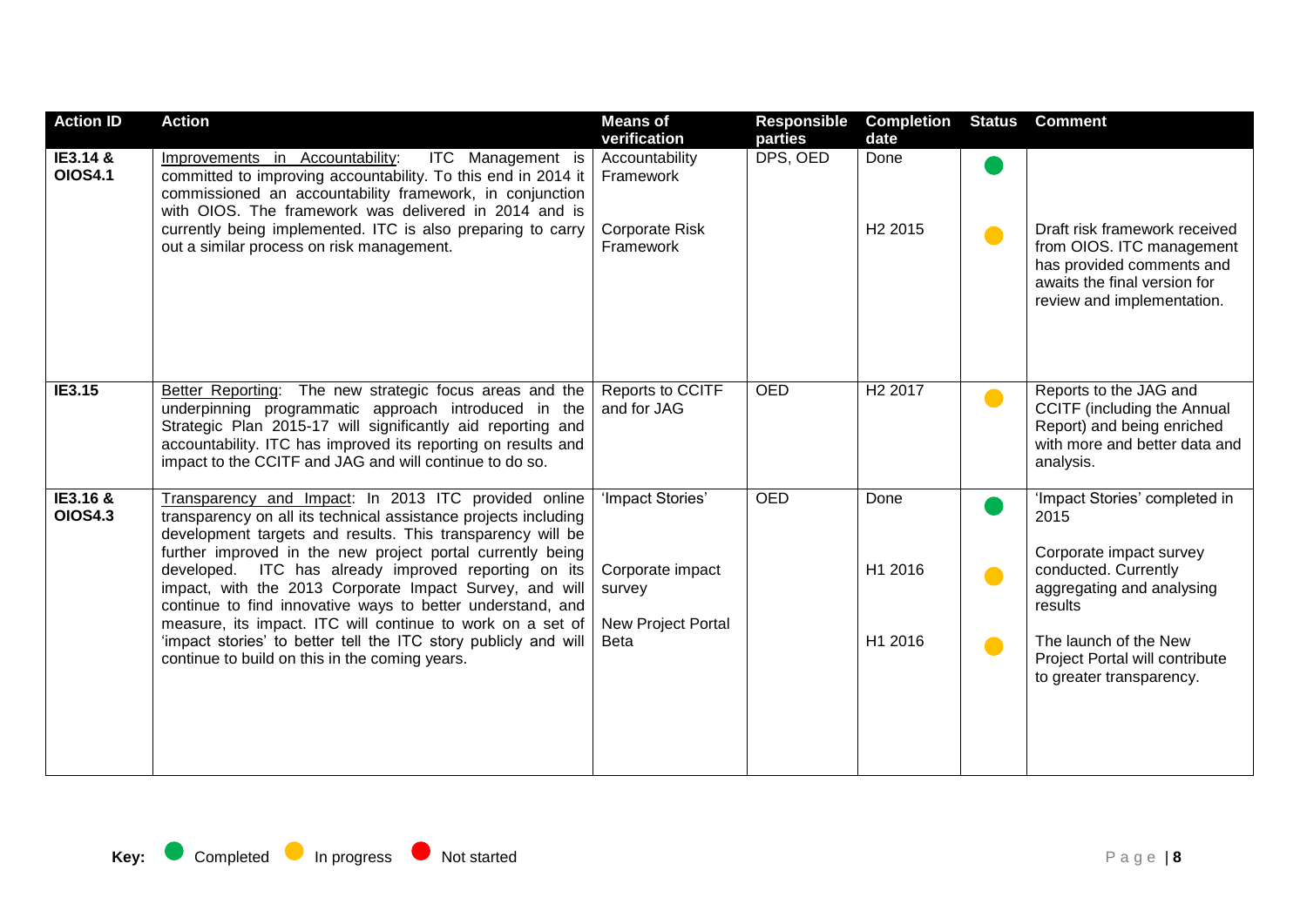| Action ID | Action | Means of verification | Responsible parties | Completion date | Status | Comment |
|---|---|---|---|---|---|---|
| IE3.14 & OIOS4.1 | Improvements in Accountability: ITC Management is committed to improving accountability. To this end in 2014 it commissioned an accountability framework, in conjunction with OIOS. The framework was delivered in 2014 and is currently being implemented. ITC is also preparing to carry out a similar process on risk management. | Accountability Framework<br><br>Corporate Risk Framework | DPS, OED | Done<br><br>H2 2015 | Completed<br><br>In progress | <br><br>Draft risk framework received from OIOS. ITC management has provided comments and awaits the final version for review and implementation. |
| IE3.15 | Better Reporting: The new strategic focus areas and the underpinning programmatic approach introduced in the Strategic Plan 2015-17 will significantly aid reporting and accountability. ITC has improved its reporting on results and impact to the CCITF and JAG and will continue to do so. | Reports to CCITF and for JAG | OED | H2 2017 | In progress | Reports to the JAG and CCITF (including the Annual Report) and being enriched with more and better data and analysis. |
| IE3.16 & OIOS4.3 | Transparency and Impact: In 2013 ITC provided online transparency on all its technical assistance projects including development targets and results. This transparency will be further improved in the new project portal currently being developed. ITC has already improved reporting on its impact, with the 2013 Corporate Impact Survey, and will continue to find innovative ways to better understand, and measure, its impact. ITC will continue to work on a set of 'impact stories' to better tell the ITC story publicly and will continue to build on this in the coming years. | 'Impact Stories'<br><br>Corporate impact survey<br><br>New Project Portal Beta | OED | Done<br><br>H1 2016<br><br>H1 2016 | Completed<br><br>In progress<br><br>In progress | 'Impact Stories' completed in 2015<br><br>Corporate impact survey conducted. Currently aggregating and analysing results<br><br>The launch of the New Project Portal will contribute to greater transparency. |

**Key:** Completed (green) In progress (yellow) Not started (red)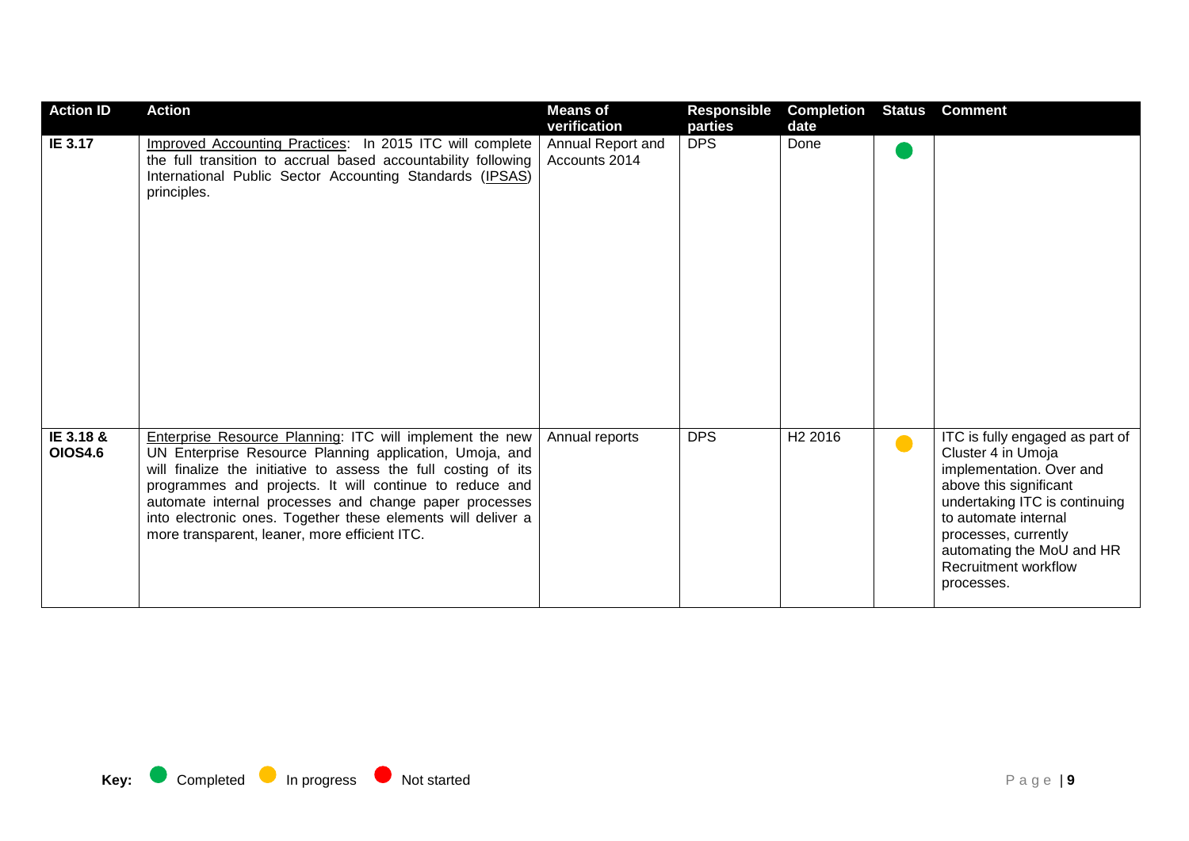| Action ID | Action | Means of verification | Responsible parties | Completion date | Status | Comment |
|---|---|---|---|---|---|---|
| **IE 3.17** | Improved Accounting Practices: In 2015 ITC will complete the full transition to accrual based accountability following International Public Sector Accounting Standards (IPSAS) principles. | Annual Report and Accounts 2014 | DPS | Done | Completed | |
| **IE 3.18 & OIOS4.6** | Enterprise Resource Planning: ITC will implement the new UN Enterprise Resource Planning application, Umoja, and will finalize the initiative to assess the full costing of its programmes and projects. It will continue to reduce and automate internal processes and change paper processes into electronic ones. Together these elements will deliver a more transparent, leaner, more efficient ITC. | Annual reports | DPS | H2 2016 | In progress | ITC is fully engaged as part of Cluster 4 in Umoja implementation. Over and above this significant undertaking ITC is continuing to automate internal processes, currently automating the MoU and HR Recruitment workflow processes. |

**Key:** Completed In progress Not started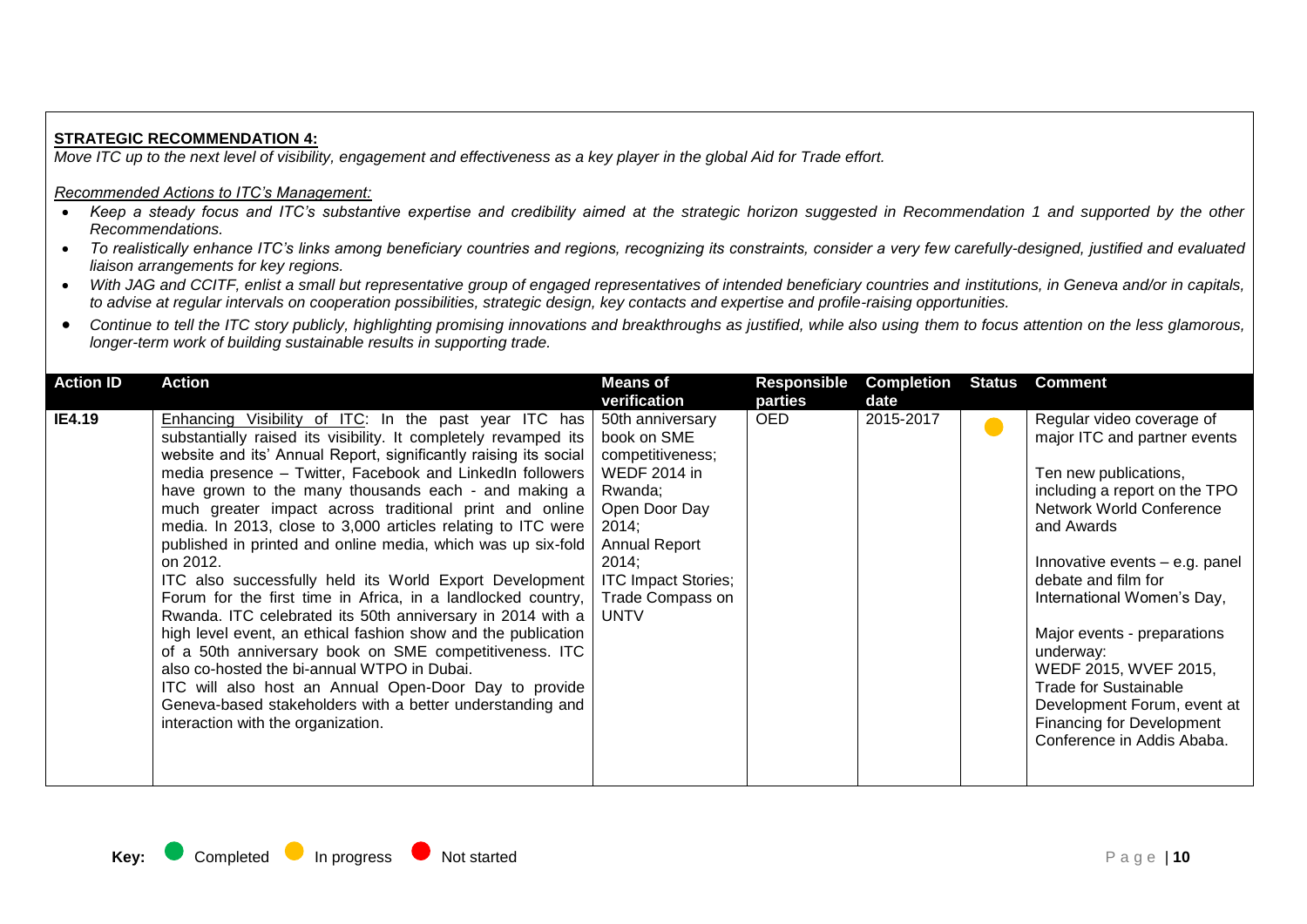**STRATEGIC RECOMMENDATION 4:**

*Move ITC up to the next level of visibility, engagement and effectiveness as a key player in the global Aid for Trade effort.*

*Recommended Actions to ITC's Management:*

- *Keep a steady focus and ITC's substantive expertise and credibility aimed at the strategic horizon suggested in Recommendation 1 and supported by the other Recommendations.*
- *To realistically enhance ITC's links among beneficiary countries and regions, recognizing its constraints, consider a very few carefully-designed, justified and evaluated liaison arrangements for key regions.*
- *With JAG and CCITF, enlist a small but representative group of engaged representatives of intended beneficiary countries and institutions, in Geneva and/or in capitals, to advise at regular intervals on cooperation possibilities, strategic design, key contacts and expertise and profile-raising opportunities.*
- *Continue to tell the ITC story publicly, highlighting promising innovations and breakthroughs as justified, while also using them to focus attention on the less glamorous, longer-term work of building sustainable results in supporting trade.*

| Action ID | Action | Means of verification | Responsible parties | Completion date | Status | Comment |
|---|---|---|---|---|---|---|
| **IE4.19** | Enhancing Visibility of ITC: In the past year ITC has substantially raised its visibility. It completely revamped its website and its' Annual Report, significantly raising its social media presence – Twitter, Facebook and LinkedIn followers have grown to the many thousands each - and making a much greater impact across traditional print and online media. In 2013, close to 3,000 articles relating to ITC were published in printed and online media, which was up six-fold on 2012. ITC also successfully held its World Export Development Forum for the first time in Africa, in a landlocked country, Rwanda. ITC celebrated its 50th anniversary in 2014 with a high level event, an ethical fashion show and the publication of a 50th anniversary book on SME competitiveness. ITC also co-hosted the bi-annual WTPO in Dubai. ITC will also host an Annual Open-Door Day to provide Geneva-based stakeholders with a better understanding and interaction with the organization. | 50th anniversary book on SME competitiveness; WEDF 2014 in Rwanda; Open Door Day 2014; Annual Report 2014; ITC Impact Stories; Trade Compass on UNTV | OED | 2015-2017 | In progress | Regular video coverage of major ITC and partner events<br><br>Ten new publications, including a report on the TPO Network World Conference and Awards<br><br>Innovative events – e.g. panel debate and film for International Women's Day,<br><br>Major events - preparations underway: WEDF 2015, WVEF 2015, Trade for Sustainable Development Forum, event at Financing for Development Conference in Addis Ababa. |

**Key:** Completed | In progress | Not started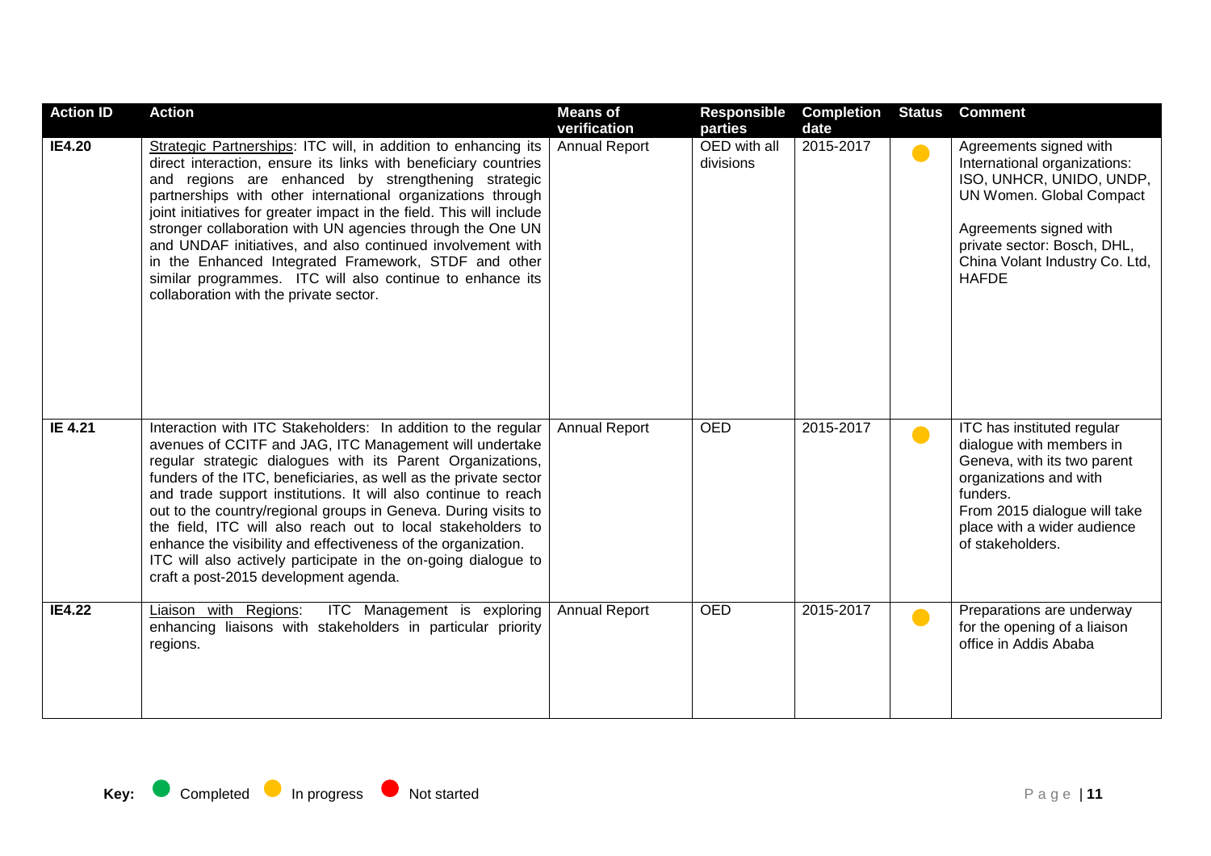| Action ID | Action | Means of verification | Responsible parties | Completion date | Status | Comment |
|---|---|---|---|---|---|---|
| **IE4.20** | Strategic Partnerships: ITC will, in addition to enhancing its direct interaction, ensure its links with beneficiary countries and regions are enhanced by strengthening strategic partnerships with other international organizations through joint initiatives for greater impact in the field. This will include stronger collaboration with UN agencies through the One UN and UNDAF initiatives, and also continued involvement with in the Enhanced Integrated Framework, STDF and other similar programmes. ITC will also continue to enhance its collaboration with the private sector. | Annual Report | OED with all divisions | 2015-2017 | In progress | Agreements signed with International organizations: ISO, UNHCR, UNIDO, UNDP, UN Women. Global Compact<br><br>Agreements signed with private sector: Bosch, DHL, China Volant Industry Co. Ltd, HAFDE |
| **IE 4.21** | Interaction with ITC Stakeholders: In addition to the regular avenues of CCITF and JAG, ITC Management will undertake regular strategic dialogues with its Parent Organizations, funders of the ITC, beneficiaries, as well as the private sector and trade support institutions. It will also continue to reach out to the country/regional groups in Geneva. During visits to the field, ITC will also reach out to local stakeholders to enhance the visibility and effectiveness of the organization. ITC will also actively participate in the on-going dialogue to craft a post-2015 development agenda. | Annual Report | OED | 2015-2017 | In progress | ITC has instituted regular dialogue with members in Geneva, with its two parent organizations and with funders.<br>From 2015 dialogue will take place with a wider audience of stakeholders. |
| **IE4.22** | Liaison with Regions: ITC Management is exploring enhancing liaisons with stakeholders in particular priority regions. | Annual Report | OED | 2015-2017 | In progress | Preparations are underway for the opening of a liaison office in Addis Ababa |

**Key:** Completed — In progress — Not started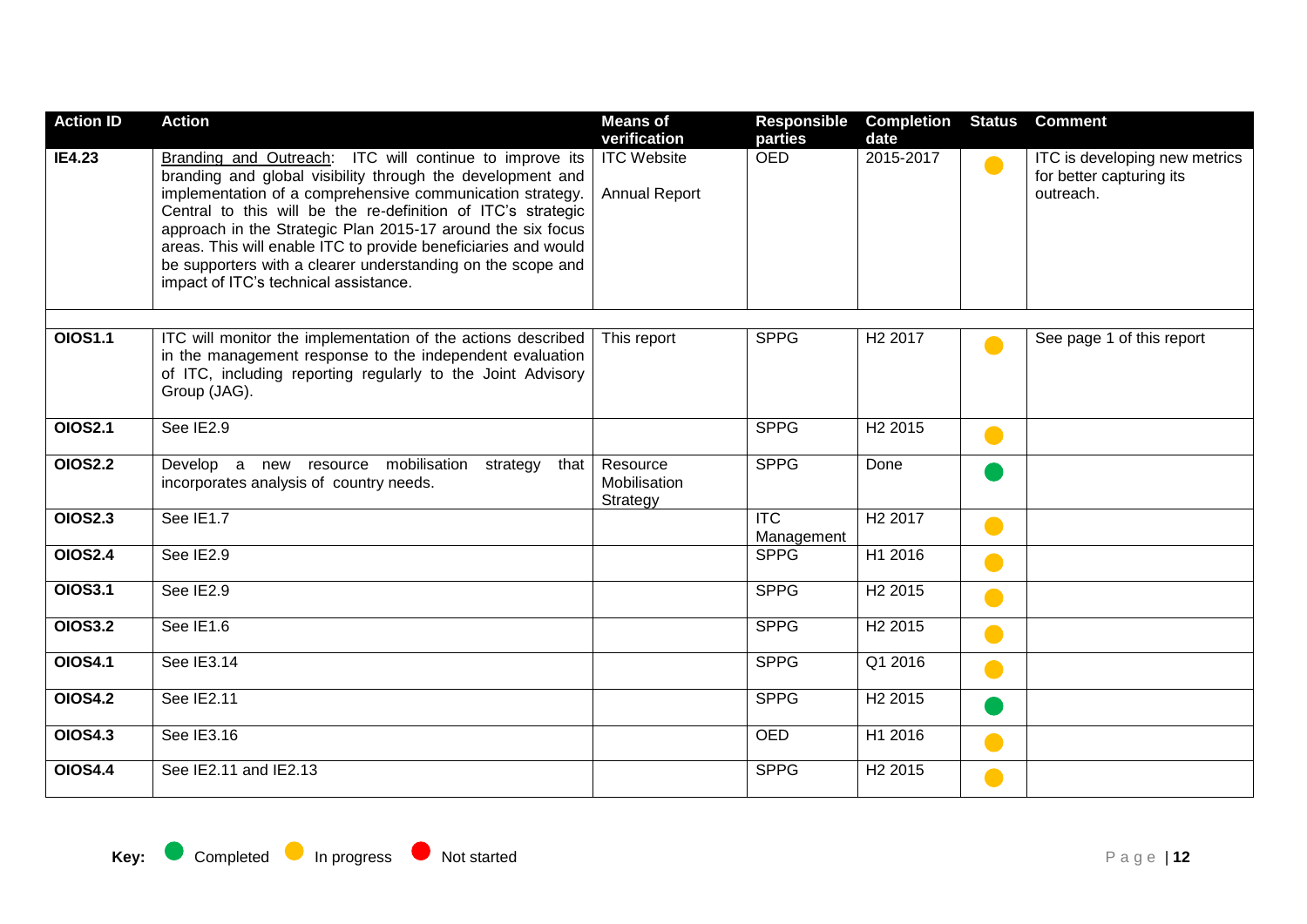| Action ID | Action | Means of verification | Responsible parties | Completion date | Status | Comment |
|---|---|---|---|---|---|---|
| **IE4.23** | Branding and Outreach: ITC will continue to improve its branding and global visibility through the development and implementation of a comprehensive communication strategy. Central to this will be the re-definition of ITC's strategic approach in the Strategic Plan 2015-17 around the six focus areas. This will enable ITC to provide beneficiaries and would be supporters with a clearer understanding on the scope and impact of ITC's technical assistance. | ITC Website<br><br>Annual Report | OED | 2015-2017 | In progress | ITC is developing new metrics for better capturing its outreach. |
| | | | | | | |
| **OIOS1.1** | ITC will monitor the implementation of the actions described in the management response to the independent evaluation of ITC, including reporting regularly to the Joint Advisory Group (JAG). | This report | SPPG | H2 2017 | In progress | See page 1 of this report |
| **OIOS2.1** | See IE2.9 | | SPPG | H2 2015 | In progress | |
| **OIOS2.2** | Develop a new resource mobilisation strategy that incorporates analysis of country needs. | Resource Mobilisation Strategy | SPPG | Done | Completed | |
| **OIOS2.3** | See IE1.7 | | ITC Management | H2 2017 | In progress | |
| **OIOS2.4** | See IE2.9 | | SPPG | H1 2016 | In progress | |
| **OIOS3.1** | See IE2.9 | | SPPG | H2 2015 | In progress | |
| **OIOS3.2** | See IE1.6 | | SPPG | H2 2015 | In progress | |
| **OIOS4.1** | See IE3.14 | | SPPG | Q1 2016 | In progress | |
| **OIOS4.2** | See IE2.11 | | SPPG | H2 2015 | Completed | |
| **OIOS4.3** | See IE3.16 | | OED | H1 2016 | In progress | |
| **OIOS4.4** | See IE2.11 and IE2.13 | | SPPG | H2 2015 | In progress | |

**Key:** Completed In progress Not started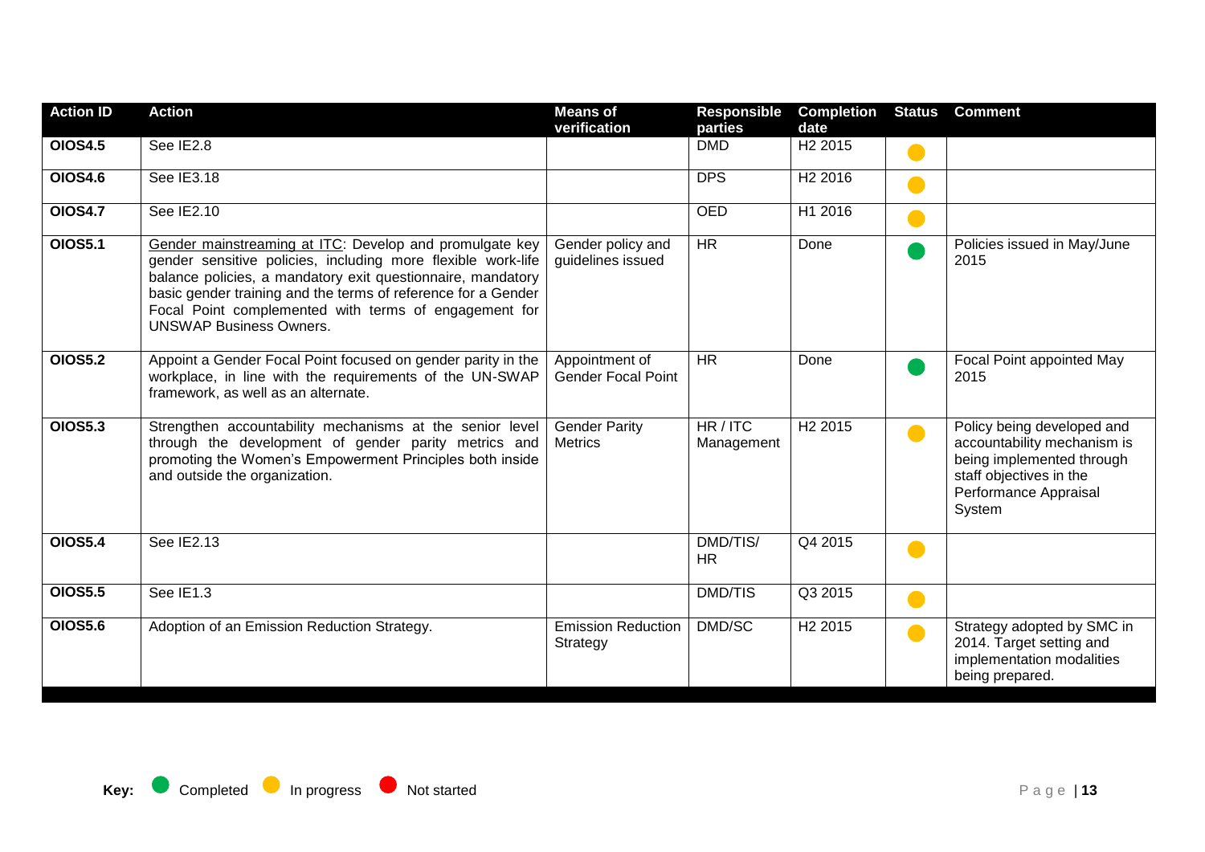| Action ID | Action | Means of verification | Responsible parties | Completion date | Status | Comment |
|---|---|---|---|---|---|---|
| **OIOS4.5** | See IE2.8 | | DMD | H2 2015 | In progress | |
| **OIOS4.6** | See IE3.18 | | DPS | H2 2016 | In progress | |
| **OIOS4.7** | See IE2.10 | | OED | H1 2016 | In progress | |
| **OIOS5.1** | Gender mainstreaming at ITC: Develop and promulgate key gender sensitive policies, including more flexible work-life balance policies, a mandatory exit questionnaire, mandatory basic gender training and the terms of reference for a Gender Focal Point complemented with terms of engagement for UNSWAP Business Owners. | Gender policy and guidelines issued | HR | Done | Completed | Policies issued in May/June 2015 |
| **OIOS5.2** | Appoint a Gender Focal Point focused on gender parity in the workplace, in line with the requirements of the UN-SWAP framework, as well as an alternate. | Appointment of Gender Focal Point | HR | Done | Completed | Focal Point appointed May 2015 |
| **OIOS5.3** | Strengthen accountability mechanisms at the senior level through the development of gender parity metrics and promoting the Women's Empowerment Principles both inside and outside the organization. | Gender Parity Metrics | HR / ITC Management | H2 2015 | In progress | Policy being developed and accountability mechanism is being implemented through staff objectives in the Performance Appraisal System |
| **OIOS5.4** | See IE2.13 | | DMD/TIS/ HR | Q4 2015 | In progress | |
| **OIOS5.5** | See IE1.3 | | DMD/TIS | Q3 2015 | In progress | |
| **OIOS5.6** | Adoption of an Emission Reduction Strategy. | Emission Reduction Strategy | DMD/SC | H2 2015 | In progress | Strategy adopted by SMC in 2014. Target setting and implementation modalities being prepared. |

**Key:** Completed In progress Not started